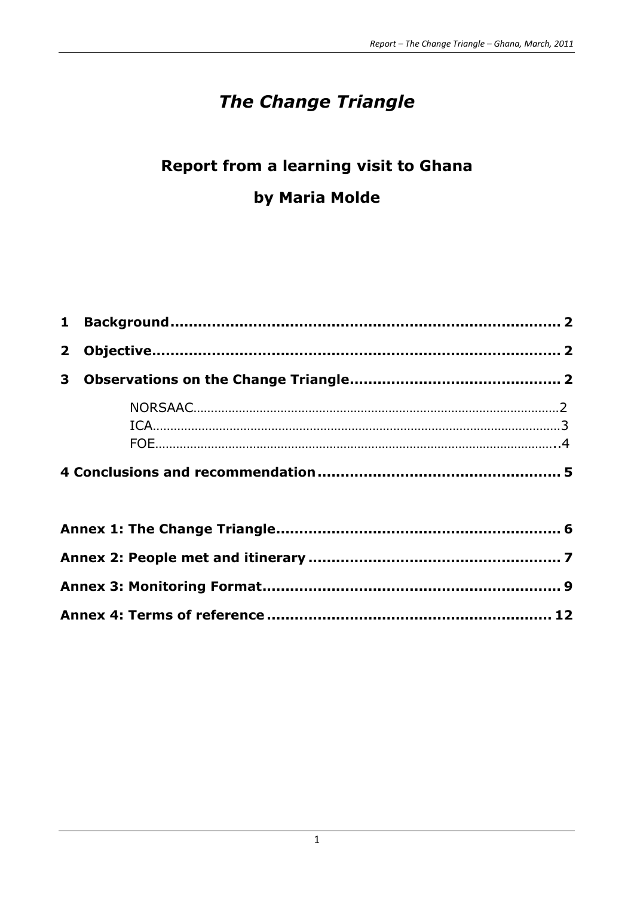# *The Change Triangle*

## Report from a learning visit to Ghana

## by Maria Molde

**1 Background....................................................................................... 2**

**2 Objective.......................................................................................... 2**

**3 Observations on the Change Triangle............................................. 2**

NORSAAC.......................................................................................................2
ICA..................................................................................................................3
FOE..................................................................................................................4

**4 Conclusions and recommendation.................................................... 5**

**Annex 1: The Change Triangle............................................................ 6**

**Annex 2: People met and itinerary ...................................................... 7**

**Annex 3: Monitoring Format................................................................ 9**

**Annex 4: Terms of reference ............................................................. 12**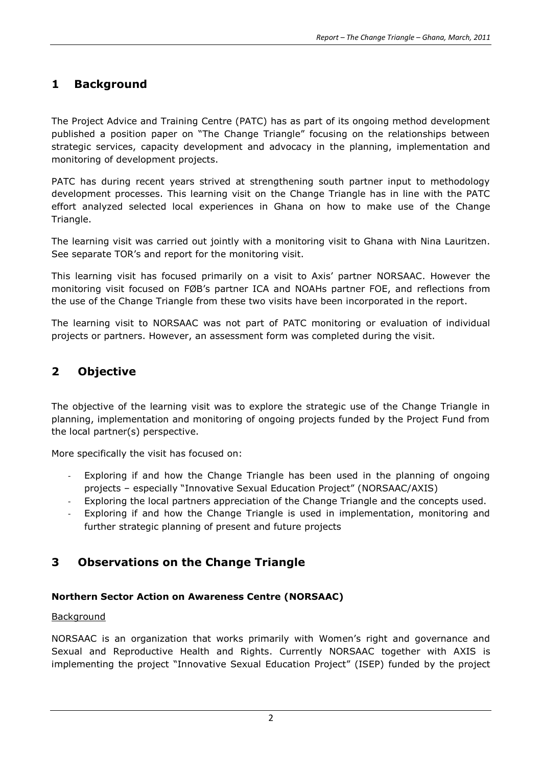## 1 Background

The Project Advice and Training Centre (PATC) has as part of its ongoing method development published a position paper on "The Change Triangle" focusing on the relationships between strategic services, capacity development and advocacy in the planning, implementation and monitoring of development projects.

PATC has during recent years strived at strengthening south partner input to methodology development processes. This learning visit on the Change Triangle has in line with the PATC effort analyzed selected local experiences in Ghana on how to make use of the Change Triangle.

The learning visit was carried out jointly with a monitoring visit to Ghana with Nina Lauritzen. See separate TOR's and report for the monitoring visit.

This learning visit has focused primarily on a visit to Axis' partner NORSAAC. However the monitoring visit focused on FØB's partner ICA and NOAHs partner FOE, and reflections from the use of the Change Triangle from these two visits have been incorporated in the report.

The learning visit to NORSAAC was not part of PATC monitoring or evaluation of individual projects or partners. However, an assessment form was completed during the visit.

## 2 Objective

The objective of the learning visit was to explore the strategic use of the Change Triangle in planning, implementation and monitoring of ongoing projects funded by the Project Fund from the local partner(s) perspective.

More specifically the visit has focused on:

- Exploring if and how the Change Triangle has been used in the planning of ongoing projects – especially "Innovative Sexual Education Project" (NORSAAC/AXIS)
- Exploring the local partners appreciation of the Change Triangle and the concepts used.
- Exploring if and how the Change Triangle is used in implementation, monitoring and further strategic planning of present and future projects

## 3 Observations on the Change Triangle

### Northern Sector Action on Awareness Centre (NORSAAC)

Background

NORSAAC is an organization that works primarily with Women's right and governance and Sexual and Reproductive Health and Rights. Currently NORSAAC together with AXIS is implementing the project "Innovative Sexual Education Project" (ISEP) funded by the project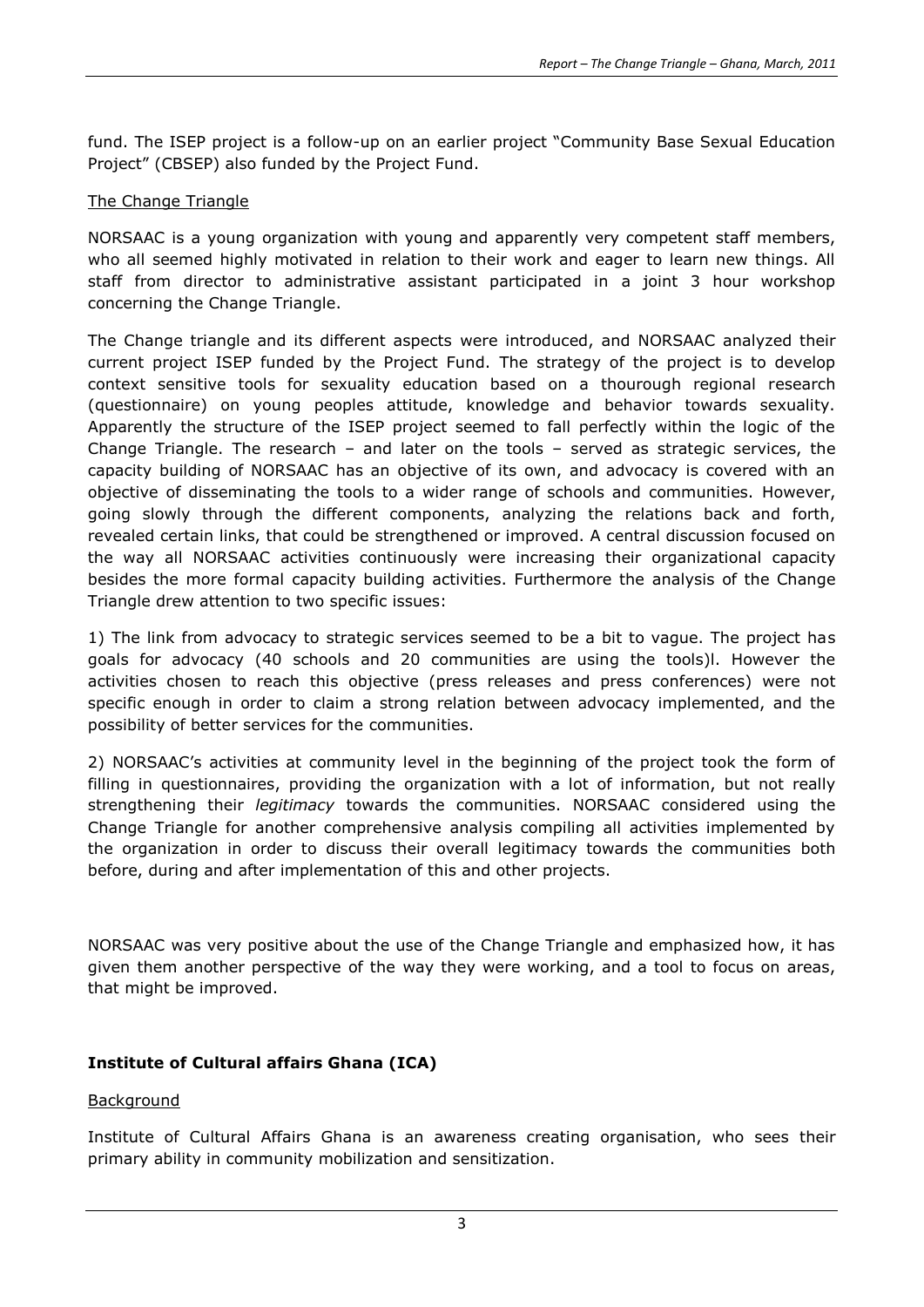fund. The ISEP project is a follow-up on an earlier project "Community Base Sexual Education Project" (CBSEP) also funded by the Project Fund.

The Change Triangle

NORSAAC is a young organization with young and apparently very competent staff members, who all seemed highly motivated in relation to their work and eager to learn new things. All staff from director to administrative assistant participated in a joint 3 hour workshop concerning the Change Triangle.

The Change triangle and its different aspects were introduced, and NORSAAC analyzed their current project ISEP funded by the Project Fund. The strategy of the project is to develop context sensitive tools for sexuality education based on a thourough regional research (questionnaire) on young peoples attitude, knowledge and behavior towards sexuality. Apparently the structure of the ISEP project seemed to fall perfectly within the logic of the Change Triangle. The research – and later on the tools – served as strategic services, the capacity building of NORSAAC has an objective of its own, and advocacy is covered with an objective of disseminating the tools to a wider range of schools and communities. However, going slowly through the different components, analyzing the relations back and forth, revealed certain links, that could be strengthened or improved. A central discussion focused on the way all NORSAAC activities continuously were increasing their organizational capacity besides the more formal capacity building activities. Furthermore the analysis of the Change Triangle drew attention to two specific issues:

1) The link from advocacy to strategic services seemed to be a bit to vague. The project has goals for advocacy (40 schools and 20 communities are using the tools)l. However the activities chosen to reach this objective (press releases and press conferences) were not specific enough in order to claim a strong relation between advocacy implemented, and the possibility of better services for the communities.

2) NORSAAC's activities at community level in the beginning of the project took the form of filling in questionnaires, providing the organization with a lot of information, but not really strengthening their *legitimacy* towards the communities. NORSAAC considered using the Change Triangle for another comprehensive analysis compiling all activities implemented by the organization in order to discuss their overall legitimacy towards the communities both before, during and after implementation of this and other projects.

NORSAAC was very positive about the use of the Change Triangle and emphasized how, it has given them another perspective of the way they were working, and a tool to focus on areas, that might be improved.

## Institute of Cultural affairs Ghana (ICA)

Background

Institute of Cultural Affairs Ghana is an awareness creating organisation, who sees their primary ability in community mobilization and sensitization.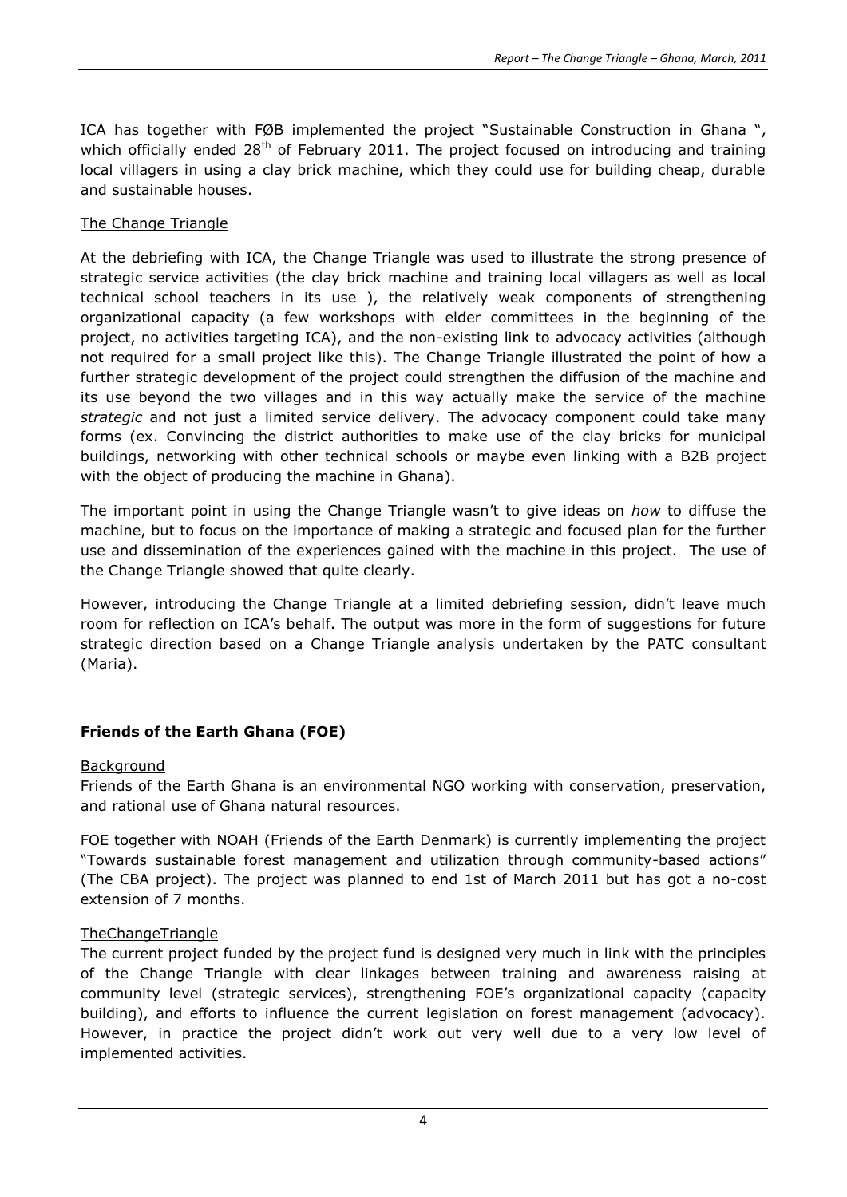ICA has together with FØB implemented the project "Sustainable Construction in Ghana ", which officially ended 28th of February 2011. The project focused on introducing and training local villagers in using a clay brick machine, which they could use for building cheap, durable and sustainable houses.

The Change Triangle

At the debriefing with ICA, the Change Triangle was used to illustrate the strong presence of strategic service activities (the clay brick machine and training local villagers as well as local technical school teachers in its use ), the relatively weak components of strengthening organizational capacity (a few workshops with elder committees in the beginning of the project, no activities targeting ICA), and the non-existing link to advocacy activities (although not required for a small project like this). The Change Triangle illustrated the point of how a further strategic development of the project could strengthen the diffusion of the machine and its use beyond the two villages and in this way actually make the service of the machine *strategic* and not just a limited service delivery. The advocacy component could take many forms (ex. Convincing the district authorities to make use of the clay bricks for municipal buildings, networking with other technical schools or maybe even linking with a B2B project with the object of producing the machine in Ghana).

The important point in using the Change Triangle wasn't to give ideas on *how* to diffuse the machine, but to focus on the importance of making a strategic and focused plan for the further use and dissemination of the experiences gained with the machine in this project. The use of the Change Triangle showed that quite clearly.

However, introducing the Change Triangle at a limited debriefing session, didn't leave much room for reflection on ICA's behalf. The output was more in the form of suggestions for future strategic direction based on a Change Triangle analysis undertaken by the PATC consultant (Maria).

## Friends of the Earth Ghana (FOE)

Background

Friends of the Earth Ghana is an environmental NGO working with conservation, preservation, and rational use of Ghana natural resources.

FOE together with NOAH (Friends of the Earth Denmark) is currently implementing the project "Towards sustainable forest management and utilization through community-based actions" (The CBA project). The project was planned to end 1st of March 2011 but has got a no-cost extension of 7 months.

TheChangeTriangle

The current project funded by the project fund is designed very much in link with the principles of the Change Triangle with clear linkages between training and awareness raising at community level (strategic services), strengthening FOE's organizational capacity (capacity building), and efforts to influence the current legislation on forest management (advocacy). However, in practice the project didn't work out very well due to a very low level of implemented activities.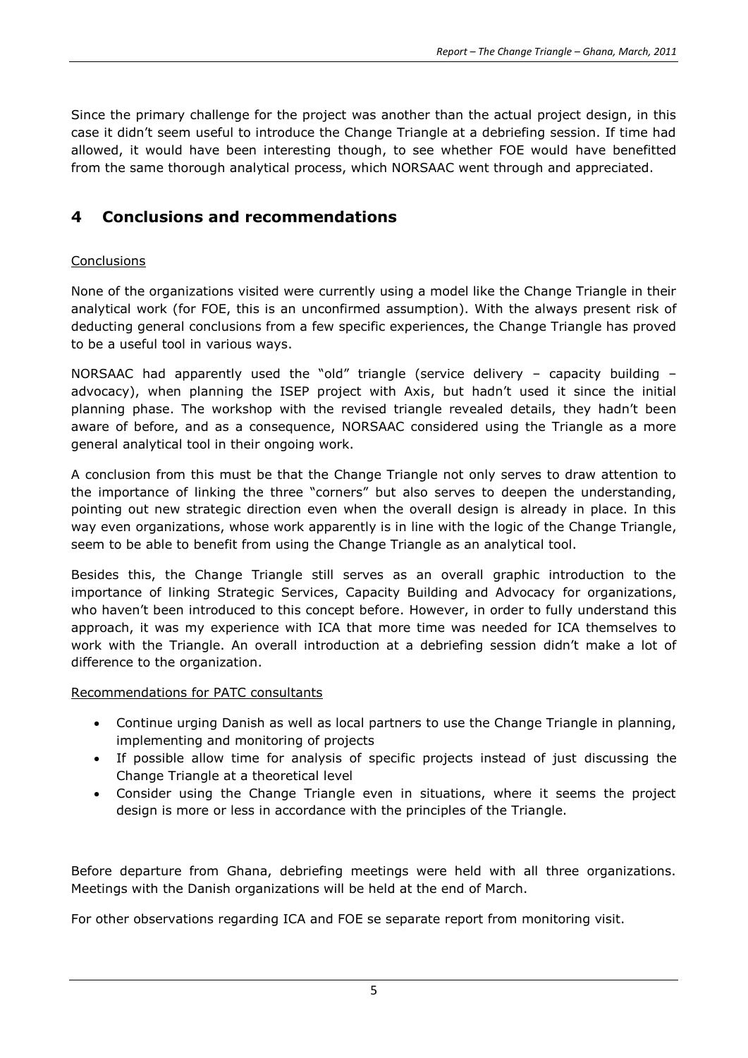Since the primary challenge for the project was another than the actual project design, in this case it didn't seem useful to introduce the Change Triangle at a debriefing session. If time had allowed, it would have been interesting though, to see whether FOE would have benefitted from the same thorough analytical process, which NORSAAC went through and appreciated.

## 4 Conclusions and recommendations

Conclusions

None of the organizations visited were currently using a model like the Change Triangle in their analytical work (for FOE, this is an unconfirmed assumption). With the always present risk of deducting general conclusions from a few specific experiences, the Change Triangle has proved to be a useful tool in various ways.

NORSAAC had apparently used the "old" triangle (service delivery – capacity building – advocacy), when planning the ISEP project with Axis, but hadn't used it since the initial planning phase. The workshop with the revised triangle revealed details, they hadn't been aware of before, and as a consequence, NORSAAC considered using the Triangle as a more general analytical tool in their ongoing work.

A conclusion from this must be that the Change Triangle not only serves to draw attention to the importance of linking the three "corners" but also serves to deepen the understanding, pointing out new strategic direction even when the overall design is already in place. In this way even organizations, whose work apparently is in line with the logic of the Change Triangle, seem to be able to benefit from using the Change Triangle as an analytical tool.

Besides this, the Change Triangle still serves as an overall graphic introduction to the importance of linking Strategic Services, Capacity Building and Advocacy for organizations, who haven't been introduced to this concept before. However, in order to fully understand this approach, it was my experience with ICA that more time was needed for ICA themselves to work with the Triangle. An overall introduction at a debriefing session didn't make a lot of difference to the organization.

Recommendations for PATC consultants

- Continue urging Danish as well as local partners to use the Change Triangle in planning, implementing and monitoring of projects
- If possible allow time for analysis of specific projects instead of just discussing the Change Triangle at a theoretical level
- Consider using the Change Triangle even in situations, where it seems the project design is more or less in accordance with the principles of the Triangle.

Before departure from Ghana, debriefing meetings were held with all three organizations. Meetings with the Danish organizations will be held at the end of March.

For other observations regarding ICA and FOE se separate report from monitoring visit.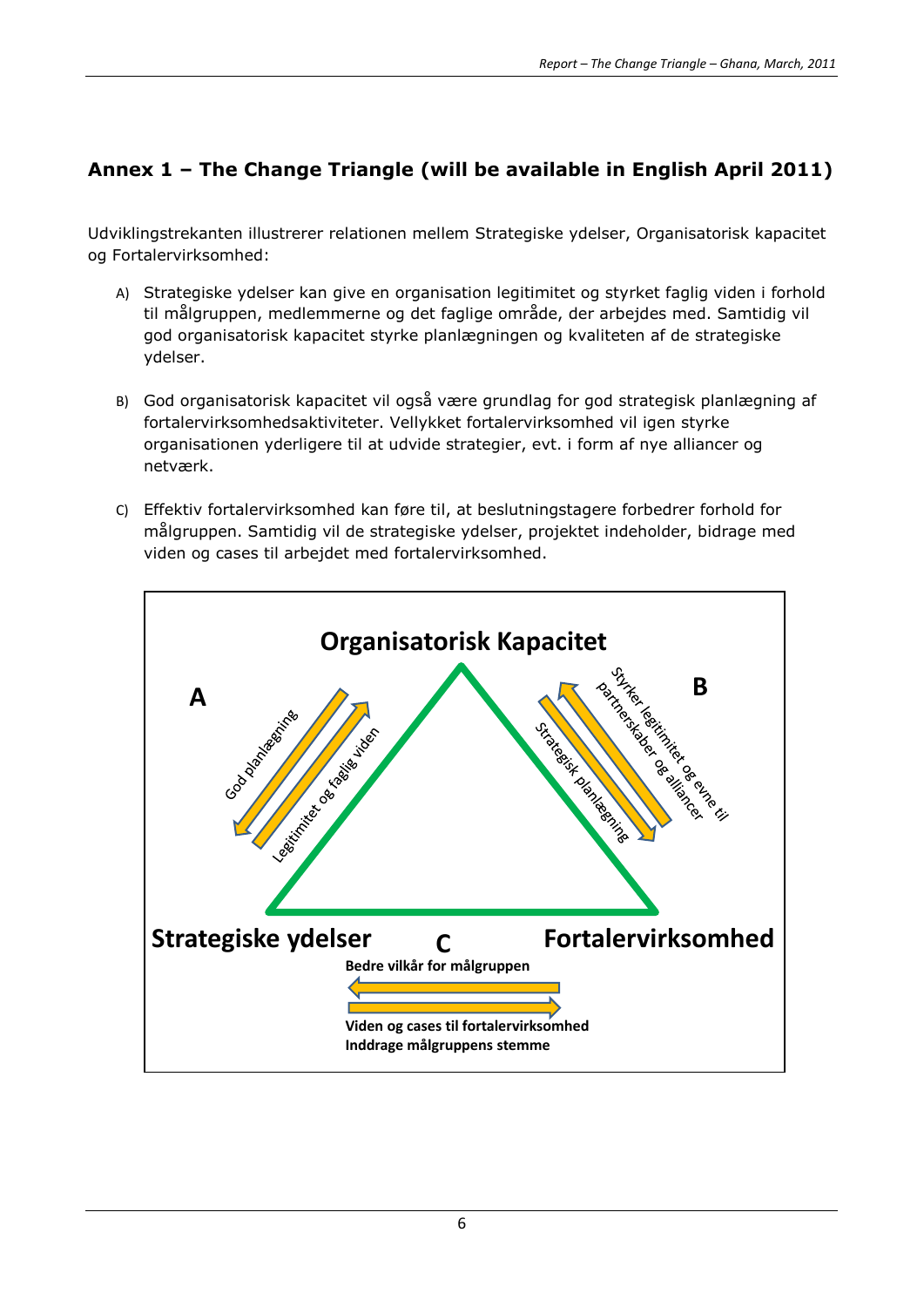## Annex 1 – The Change Triangle (will be available in English April 2011)

Udviklingstrekanten illustrerer relationen mellem Strategiske ydelser, Organisatorisk kapacitet og Fortalervirksomhed:

A) Strategiske ydelser kan give en organisation legitimitet og styrket faglig viden i forhold til målgruppen, medlemmerne og det faglige område, der arbejdes med. Samtidig vil god organisatorisk kapacitet styrke planlægningen og kvaliteten af de strategiske ydelser.

B) God organisatorisk kapacitet vil også være grundlag for god strategisk planlægning af fortalervirksomhedsaktiviteter. Vellykket fortalervirksomhed vil igen styrke organisationen yderligere til at udvide strategier, evt. i form af nye alliancer og netværk.

C) Effektiv fortalervirksomhed kan føre til, at beslutningstagere forbedrer forhold for målgruppen. Samtidig vil de strategiske ydelser, projektet indeholder, bidrage med viden og cases til arbejdet med fortalervirksomhed.

**Organisatorisk Kapacitet**

**A**

God planlægning

Legitimitet og faglig viden

**B**

Styrker legitimitet og evne til partnerskaber og alliancer

Strategisk planlægning

**Strategiske ydelser**

**C**

**Fortalervirksomhed**

**Bedre vilkår for målgruppen**

**Viden og cases til fortalervirksomhed**
**Inddrage målgruppens stemme**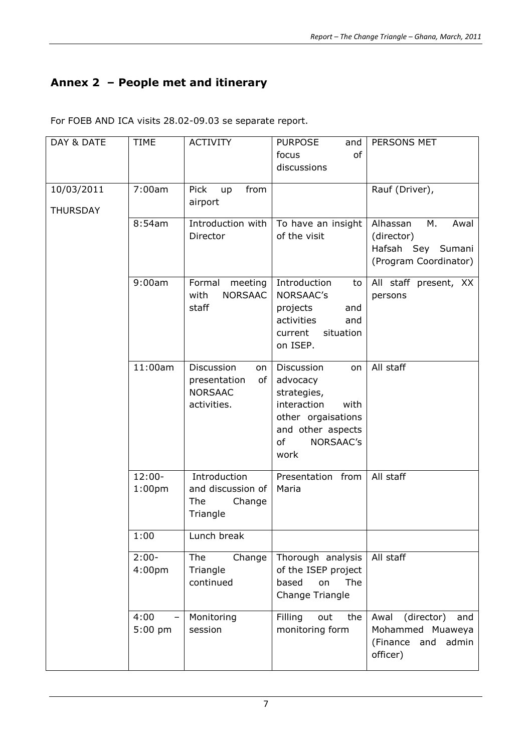## Annex 2 – People met and itinerary

For FOEB AND ICA visits 28.02-09.03 se separate report.

| DAY & DATE | TIME | ACTIVITY | PURPOSE and focus of discussions | PERSONS MET |
|---|---|---|---|---|
| 10/03/2011 THURSDAY | 7:00am | Pick up from airport | | Rauf (Driver), |
| | 8:54am | Introduction with Director | To have an insight of the visit | Alhassan M. Awal (director) Hafsah Sey Sumani (Program Coordinator) |
| | 9:00am | Formal meeting with NORSAAC staff | Introduction to NORSAAC's projects and activities and current situation on ISEP. | All staff present, XX persons |
| | 11:00am | Discussion on presentation of NORSAAC activities. | Discussion on advocacy strategies, interaction with other orgaisations and other aspects of NORSAAC's work | All staff |
| | 12:00-1:00pm | Introduction and discussion of The Change Triangle | Presentation from Maria | All staff |
| | 1:00 | Lunch break | | |
| | 2:00-4:00pm | The Change Triangle continued | Thorough analysis of the ISEP project based on The Change Triangle | All staff |
| | 4:00 – 5:00 pm | Monitoring session | Filling out the monitoring form | Awal (director) and Mohammed Muaweya (Finance and admin officer) |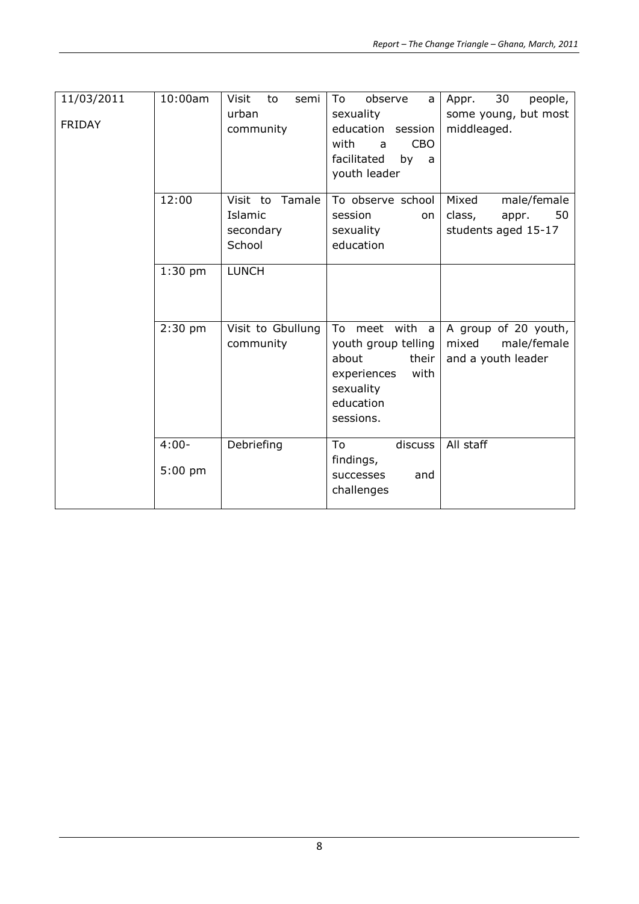| 11/03/2011 FRIDAY | 10:00am | Visit to semi urban community | To observe a sexuality education session with a CBO facilitated by a youth leader | Appr. 30 people, some young, but most middleaged. |
|---|---|---|---|---|
| | 12:00 | Visit to Tamale Islamic secondary School | To observe school session on sexuality education | Mixed male/female class, appr. 50 students aged 15-17 |
| | 1:30 pm | LUNCH | | |
| | 2:30 pm | Visit to Gbullung community | To meet with a youth group telling about their experiences with sexuality education sessions. | A group of 20 youth, mixed male/female and a youth leader |
| | 4:00-5:00 pm | Debriefing | To discuss findings, successes and challenges | All staff |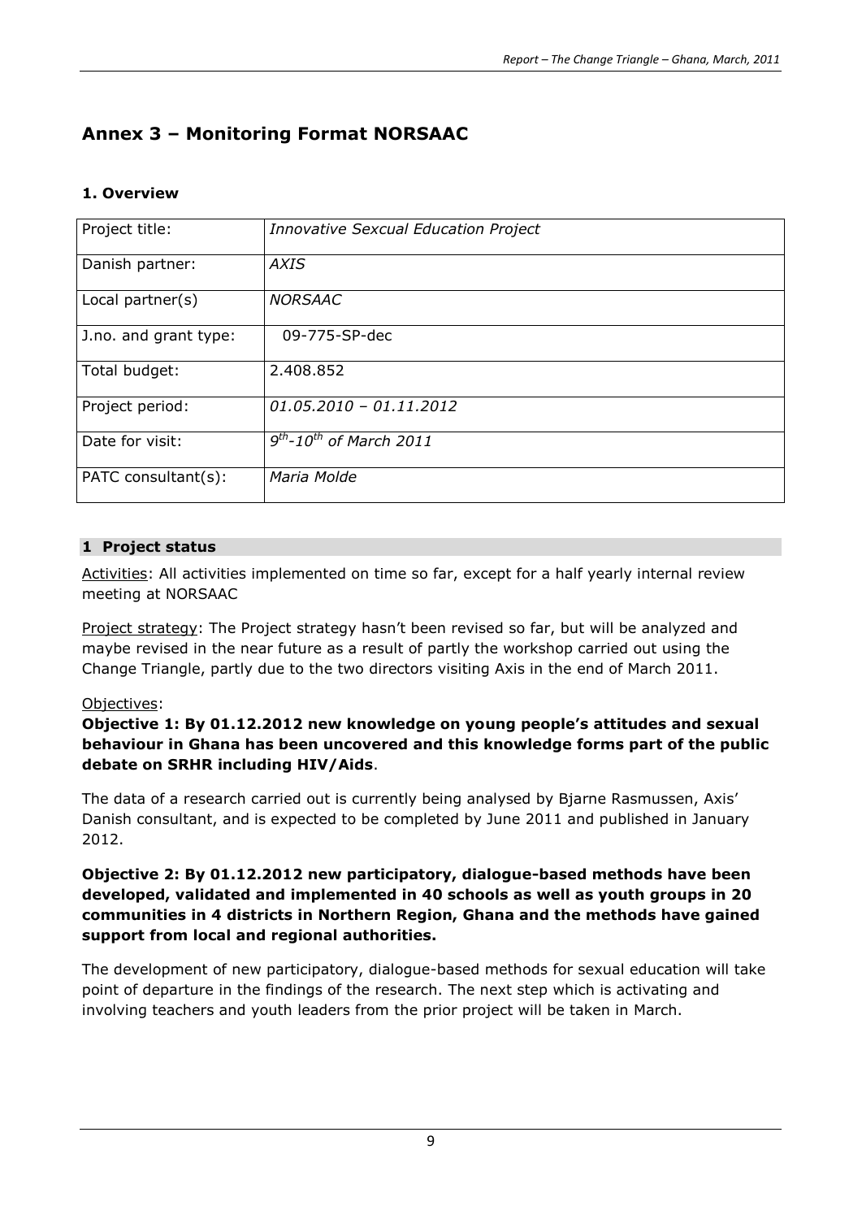# Annex 3 – Monitoring Format NORSAAC

### 1. Overview

| Project title: | *Innovative Sexcual Education Project* |
|---|---|
| Danish partner: | *AXIS* |
| Local partner(s) | *NORSAAC* |
| J.no. and grant type: | 09-775-SP-dec |
| Total budget: | 2.408.852 |
| Project period: | *01.05.2010 – 01.11.2012* |
| Date for visit: | *9th-10th of March 2011* |
| PATC consultant(s): | *Maria Molde* |

### 1 Project status

Activities: All activities implemented on time so far, except for a half yearly internal review meeting at NORSAAC

Project strategy: The Project strategy hasn't been revised so far, but will be analyzed and maybe revised in the near future as a result of partly the workshop carried out using the Change Triangle, partly due to the two directors visiting Axis in the end of March 2011.

Objectives:

**Objective 1: By 01.12.2012 new knowledge on young people's attitudes and sexual behaviour in Ghana has been uncovered and this knowledge forms part of the public debate on SRHR including HIV/Aids**.

The data of a research carried out is currently being analysed by Bjarne Rasmussen, Axis' Danish consultant, and is expected to be completed by June 2011 and published in January 2012.

**Objective 2: By 01.12.2012 new participatory, dialogue-based methods have been developed, validated and implemented in 40 schools as well as youth groups in 20 communities in 4 districts in Northern Region, Ghana and the methods have gained support from local and regional authorities.**

The development of new participatory, dialogue-based methods for sexual education will take point of departure in the findings of the research. The next step which is activating and involving teachers and youth leaders from the prior project will be taken in March.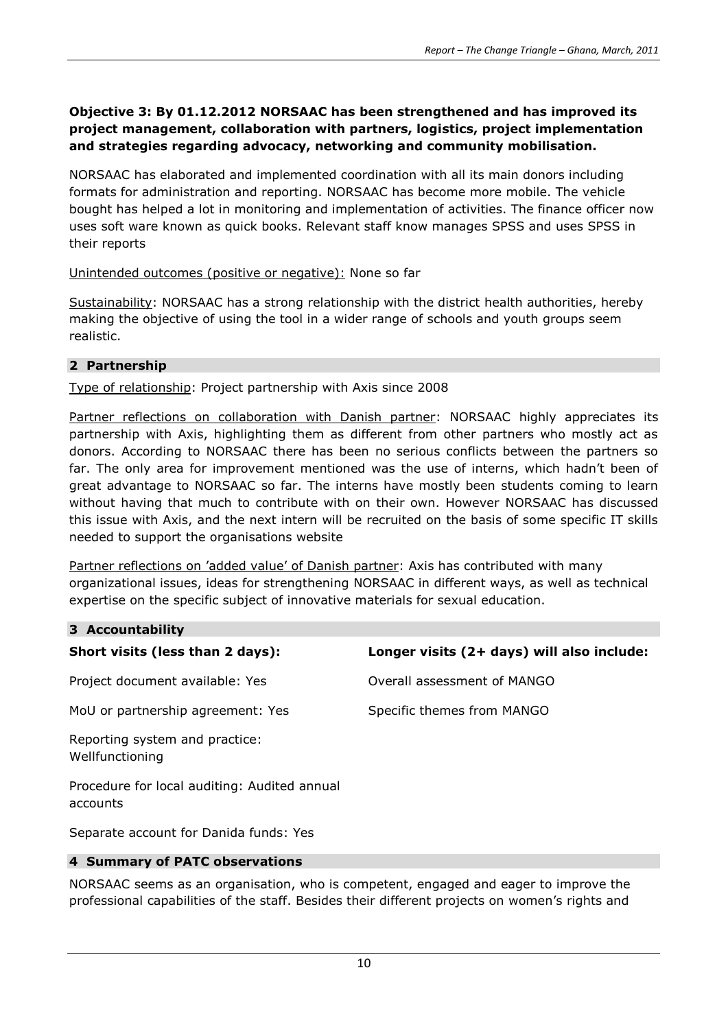**Objective 3: By 01.12.2012 NORSAAC has been strengthened and has improved its project management, collaboration with partners, logistics, project implementation and strategies regarding advocacy, networking and community mobilisation.**

NORSAAC has elaborated and implemented coordination with all its main donors including formats for administration and reporting. NORSAAC has become more mobile. The vehicle bought has helped a lot in monitoring and implementation of activities. The finance officer now uses soft ware known as quick books. Relevant staff know manages SPSS and uses SPSS in their reports

Unintended outcomes (positive or negative): None so far

Sustainability: NORSAAC has a strong relationship with the district health authorities, hereby making the objective of using the tool in a wider range of schools and youth groups seem realistic.

## 2 Partnership

Type of relationship: Project partnership with Axis since 2008

Partner reflections on collaboration with Danish partner: NORSAAC highly appreciates its partnership with Axis, highlighting them as different from other partners who mostly act as donors. According to NORSAAC there has been no serious conflicts between the partners so far. The only area for improvement mentioned was the use of interns, which hadn't been of great advantage to NORSAAC so far. The interns have mostly been students coming to learn without having that much to contribute with on their own. However NORSAAC has discussed this issue with Axis, and the next intern will be recruited on the basis of some specific IT skills needed to support the organisations website

Partner reflections on 'added value' of Danish partner: Axis has contributed with many organizational issues, ideas for strengthening NORSAAC in different ways, as well as technical expertise on the specific subject of innovative materials for sexual education.

## 3 Accountability

| Short visits (less than 2 days): | Longer visits (2+ days) will also include: |
|---|---|
| Project document available: Yes | Overall assessment of MANGO |
| MoU or partnership agreement: Yes | Specific themes from MANGO |
| Reporting system and practice: Wellfunctioning | |
| Procedure for local auditing: Audited annual accounts | |
| Separate account for Danida funds: Yes | |

## 4 Summary of PATC observations

NORSAAC seems as an organisation, who is competent, engaged and eager to improve the professional capabilities of the staff. Besides their different projects on women's rights and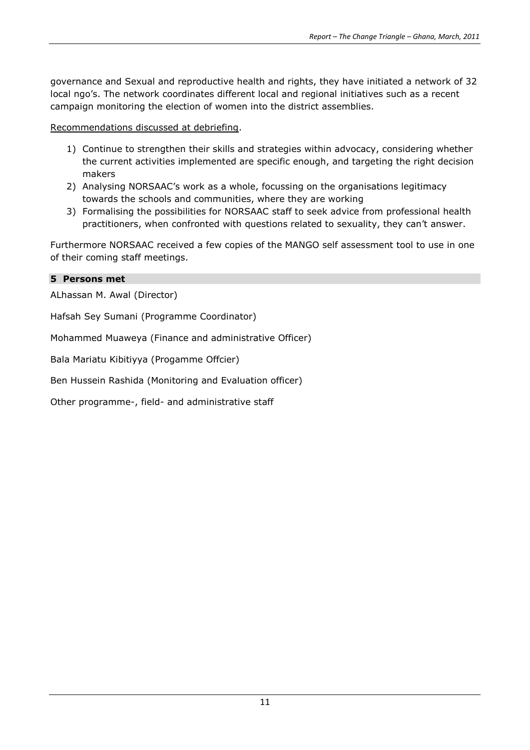governance and Sexual and reproductive health and rights, they have initiated a network of 32 local ngo's. The network coordinates different local and regional initiatives such as a recent campaign monitoring the election of women into the district assemblies.

Recommendations discussed at debriefing.

1) Continue to strengthen their skills and strategies within advocacy, considering whether the current activities implemented are specific enough, and targeting the right decision makers
2) Analysing NORSAAC's work as a whole, focussing on the organisations legitimacy towards the schools and communities, where they are working
3) Formalising the possibilities for NORSAAC staff to seek advice from professional health practitioners, when confronted with questions related to sexuality, they can't answer.

Furthermore NORSAAC received a few copies of the MANGO self assessment tool to use in one of their coming staff meetings.

## 5 Persons met

ALhassan M. Awal (Director)

Hafsah Sey Sumani (Programme Coordinator)

Mohammed Muaweya (Finance and administrative Officer)

Bala Mariatu Kibitiyya (Progamme Offcier)

Ben Hussein Rashida (Monitoring and Evaluation officer)

Other programme-, field- and administrative staff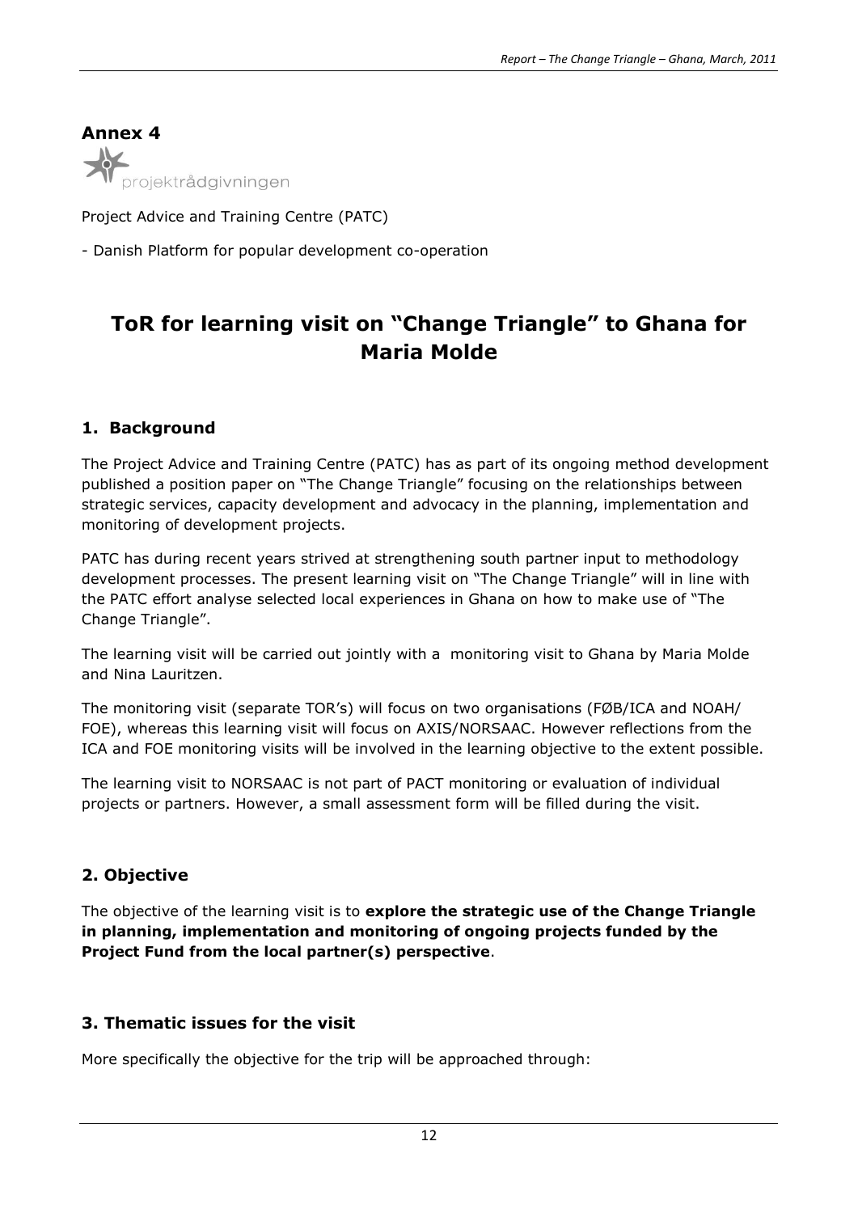## Annex 4

projektrådgivningen

Project Advice and Training Centre (PATC)

- Danish Platform for popular development co-operation

# ToR for learning visit on "Change Triangle" to Ghana for Maria Molde

### 1. Background

The Project Advice and Training Centre (PATC) has as part of its ongoing method development published a position paper on "The Change Triangle" focusing on the relationships between strategic services, capacity development and advocacy in the planning, implementation and monitoring of development projects.

PATC has during recent years strived at strengthening south partner input to methodology development processes. The present learning visit on "The Change Triangle" will in line with the PATC effort analyse selected local experiences in Ghana on how to make use of "The Change Triangle".

The learning visit will be carried out jointly with a monitoring visit to Ghana by Maria Molde and Nina Lauritzen.

The monitoring visit (separate TOR's) will focus on two organisations (FØB/ICA and NOAH/FOE), whereas this learning visit will focus on AXIS/NORSAAC. However reflections from the ICA and FOE monitoring visits will be involved in the learning objective to the extent possible.

The learning visit to NORSAAC is not part of PACT monitoring or evaluation of individual projects or partners. However, a small assessment form will be filled during the visit.

### 2. Objective

The objective of the learning visit is to **explore the strategic use of the Change Triangle in planning, implementation and monitoring of ongoing projects funded by the Project Fund from the local partner(s) perspective**.

### 3. Thematic issues for the visit

More specifically the objective for the trip will be approached through: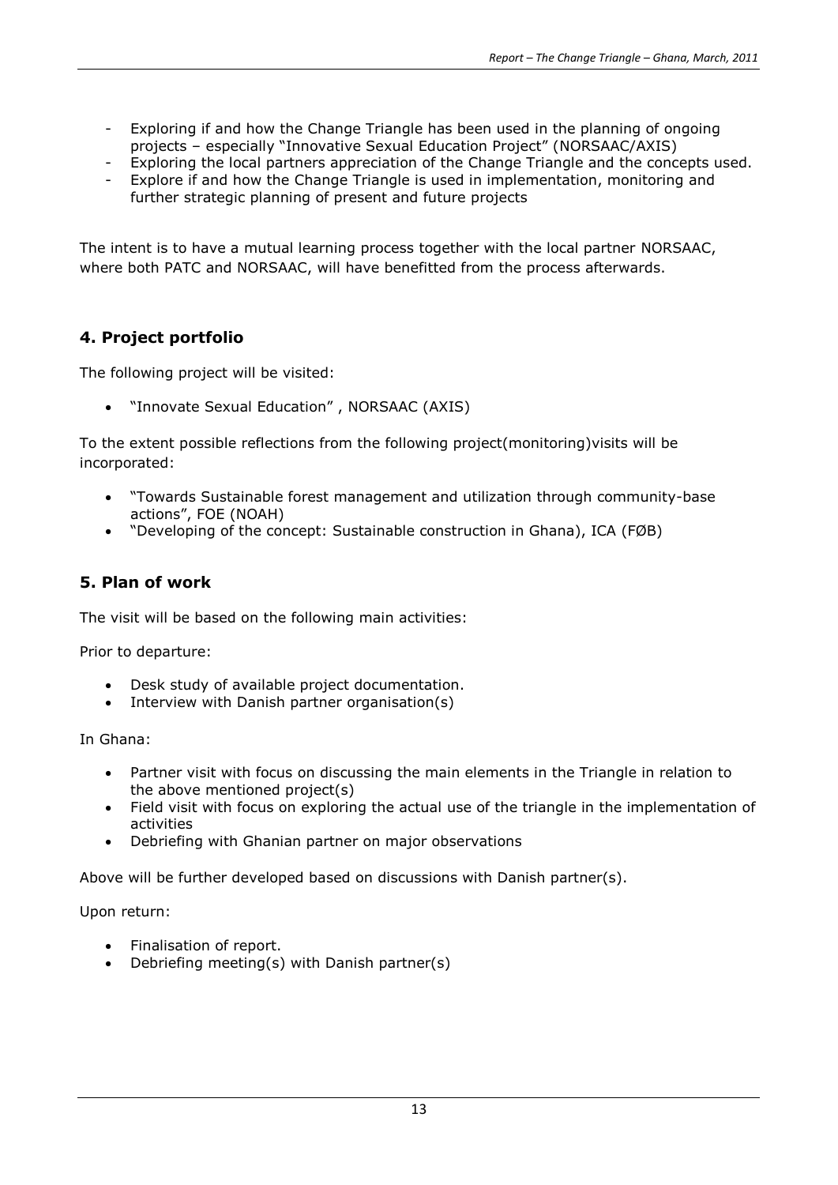- Exploring if and how the Change Triangle has been used in the planning of ongoing projects – especially "Innovative Sexual Education Project" (NORSAAC/AXIS)
- Exploring the local partners appreciation of the Change Triangle and the concepts used.
- Explore if and how the Change Triangle is used in implementation, monitoring and further strategic planning of present and future projects

The intent is to have a mutual learning process together with the local partner NORSAAC, where both PATC and NORSAAC, will have benefitted from the process afterwards.

## 4. Project portfolio

The following project will be visited:

- "Innovate Sexual Education" , NORSAAC (AXIS)

To the extent possible reflections from the following project(monitoring)visits will be incorporated:

- "Towards Sustainable forest management and utilization through community-base actions", FOE (NOAH)
- "Developing of the concept: Sustainable construction in Ghana), ICA (FØB)

## 5. Plan of work

The visit will be based on the following main activities:

Prior to departure:

- Desk study of available project documentation.
- Interview with Danish partner organisation(s)

In Ghana:

- Partner visit with focus on discussing the main elements in the Triangle in relation to the above mentioned project(s)
- Field visit with focus on exploring the actual use of the triangle in the implementation of activities
- Debriefing with Ghanian partner on major observations

Above will be further developed based on discussions with Danish partner(s).

Upon return:

- Finalisation of report.
- Debriefing meeting(s) with Danish partner(s)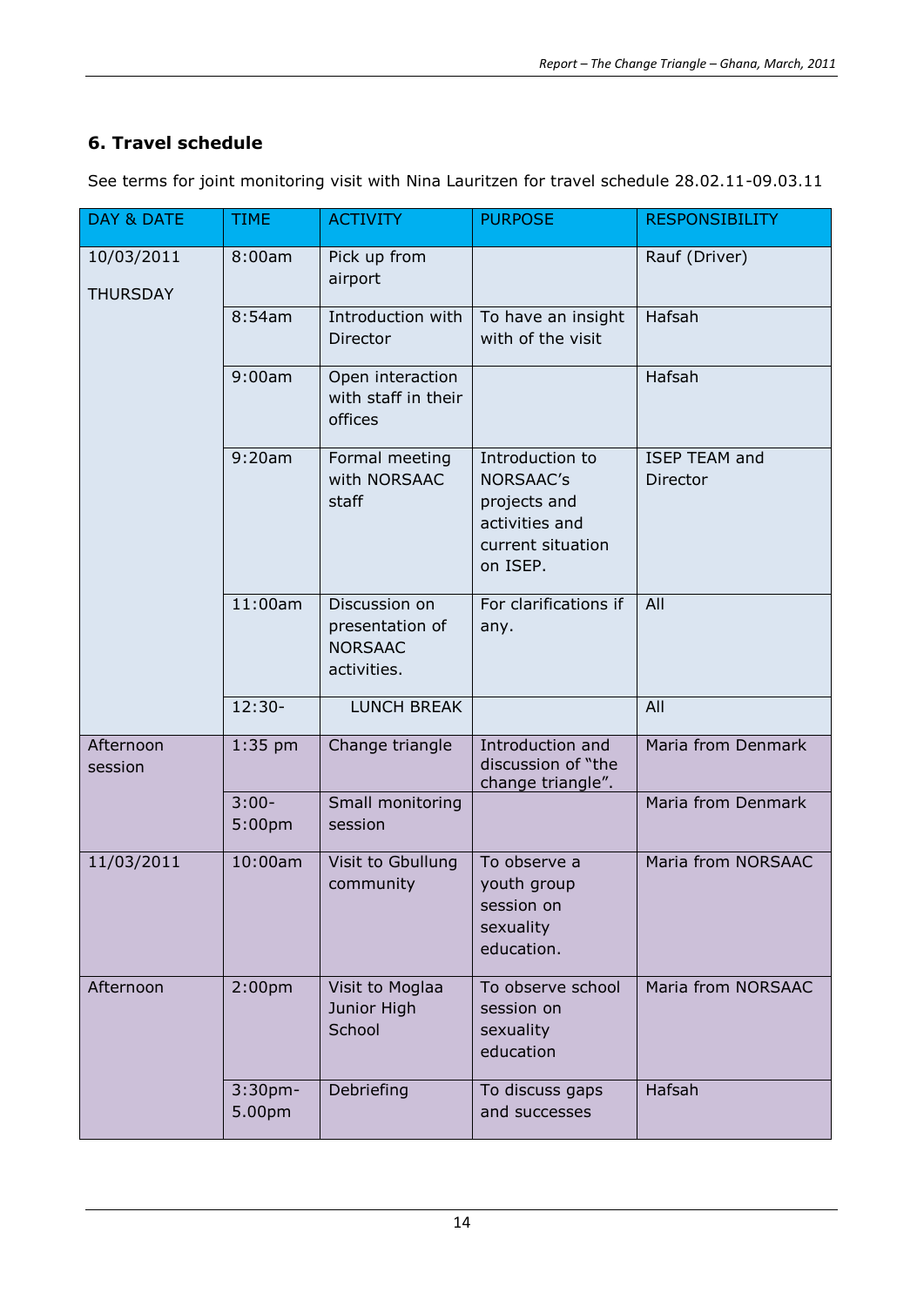## 6. Travel schedule

See terms for joint monitoring visit with Nina Lauritzen for travel schedule 28.02.11-09.03.11

| DAY & DATE | TIME | ACTIVITY | PURPOSE | RESPONSIBILITY |
|---|---|---|---|---|
| 10/03/2011 THURSDAY | 8:00am | Pick up from airport | | Rauf (Driver) |
| | 8:54am | Introduction with Director | To have an insight with of the visit | Hafsah |
| | 9:00am | Open interaction with staff in their offices | | Hafsah |
| | 9:20am | Formal meeting with NORSAAC staff | Introduction to NORSAAC's projects and activities and current situation on ISEP. | ISEP TEAM and Director |
| | 11:00am | Discussion on presentation of NORSAAC activities. | For clarifications if any. | All |
| | 12:30- | LUNCH BREAK | | All |
| Afternoon session | 1:35 pm | Change triangle | Introduction and discussion of "the change triangle". | Maria from Denmark |
| | 3:00-5:00pm | Small monitoring session | | Maria from Denmark |
| 11/03/2011 | 10:00am | Visit to Gbullung community | To observe a youth group session on sexuality education. | Maria from NORSAAC |
| Afternoon | 2:00pm | Visit to Moglaa Junior High School | To observe school session on sexuality education | Maria from NORSAAC |
| | 3:30pm-5.00pm | Debriefing | To discuss gaps and successes | Hafsah |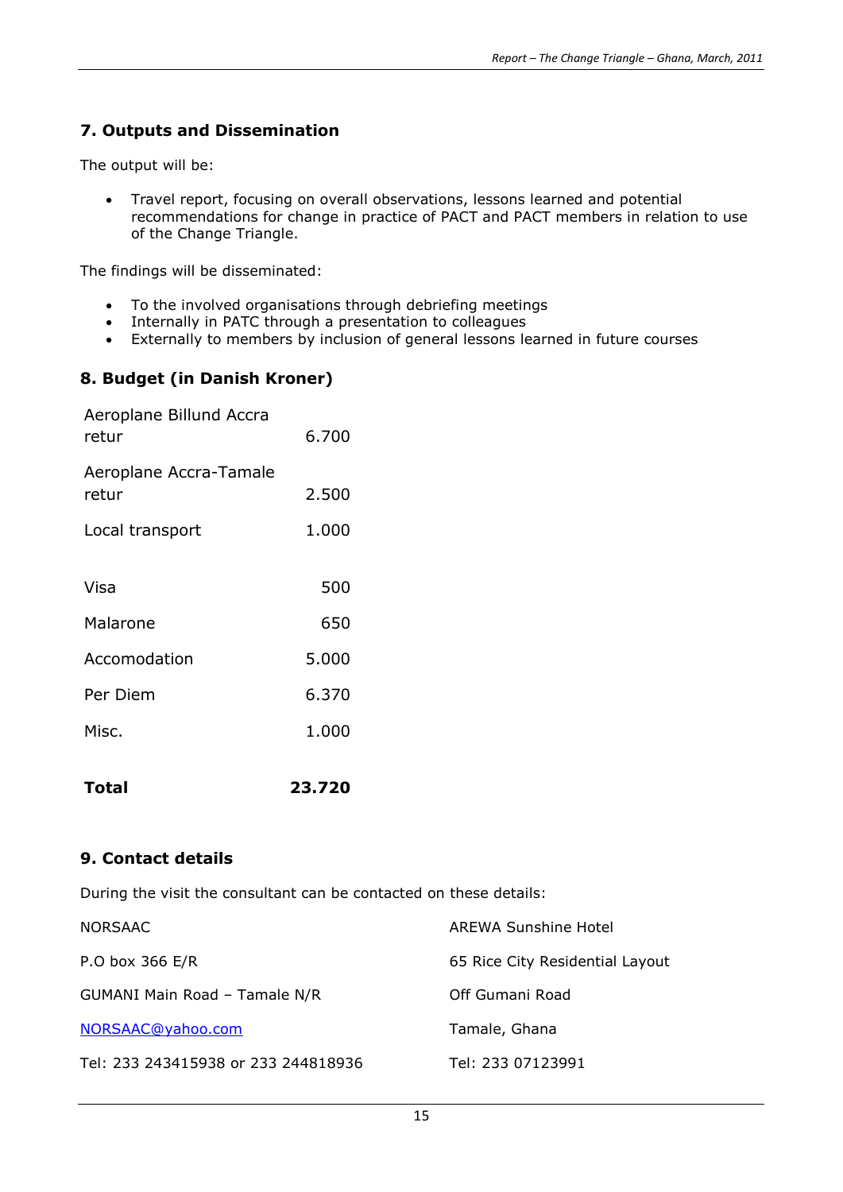## 7. Outputs and Dissemination

The output will be:

- Travel report, focusing on overall observations, lessons learned and potential recommendations for change in practice of PACT and PACT members in relation to use of the Change Triangle.

The findings will be disseminated:

- To the involved organisations through debriefing meetings
- Internally in PATC through a presentation to colleagues
- Externally to members by inclusion of general lessons learned in future courses

## 8. Budget (in Danish Kroner)

| | |
|---|---|
| Aeroplane Billund Accra retur | 6.700 |
| Aeroplane Accra-Tamale retur | 2.500 |
| Local transport | 1.000 |
| Visa | 500 |
| Malarone | 650 |
| Accomodation | 5.000 |
| Per Diem | 6.370 |
| Misc. | 1.000 |
| **Total** | **23.720** |

## 9. Contact details

During the visit the consultant can be contacted on these details:

| | |
|---|---|
| NORSAAC | AREWA Sunshine Hotel |
| P.O box 366 E/R | 65 Rice City Residential Layout |
| GUMANI Main Road – Tamale N/R | Off Gumani Road |
| NORSAAC@yahoo.com | Tamale, Ghana |
| Tel: 233 243415938 or 233 244818936 | Tel: 233 07123991 |